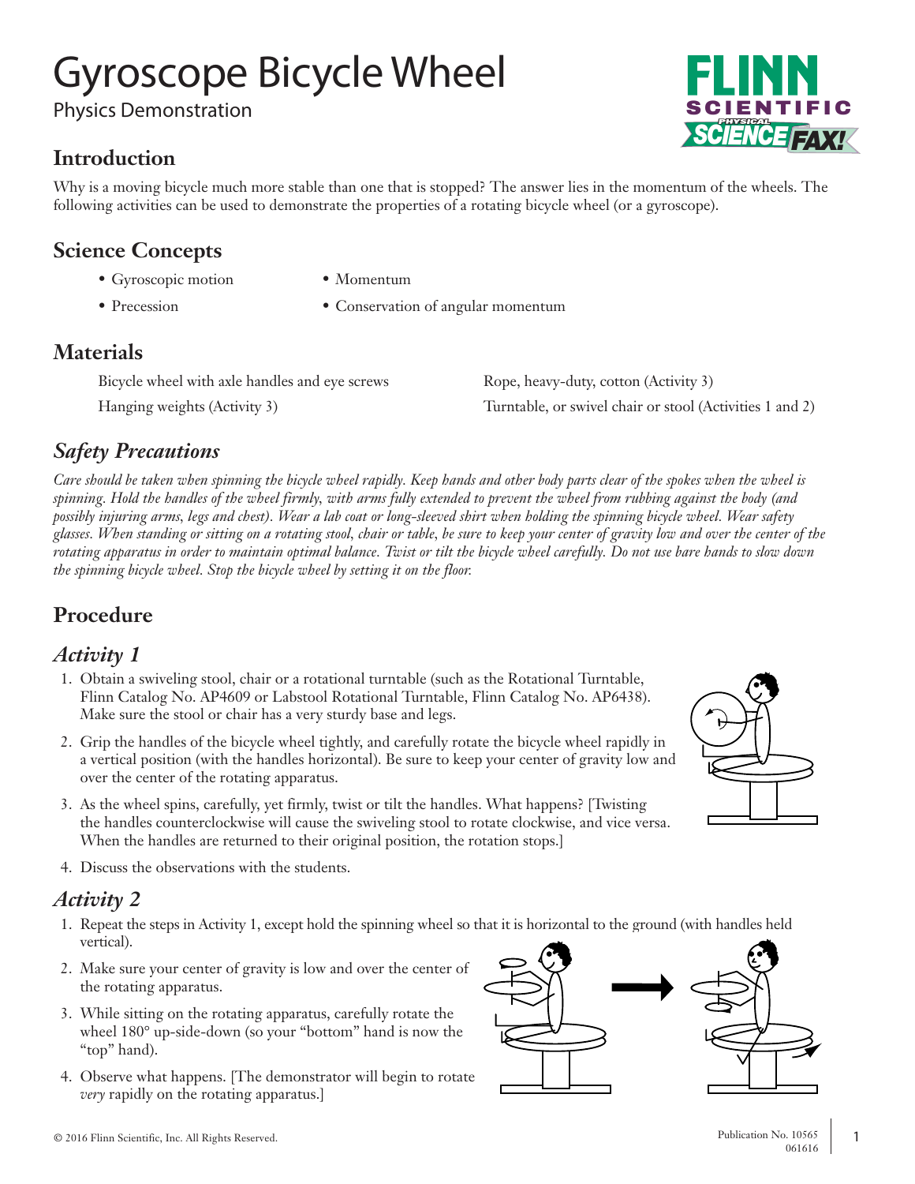# Gyroscope Bicycle Wheel

Physics Demonstration

## Introduction

Why is a moving bicycle much more stable than one that is stopped? The answer lies in the momentum of the wheels. The following activities can be used to demonstrate the properties of a rotating bicycle wheel (or a gyroscope).

## Science Concepts

- Gyroscopic motion
- Momentum
- Precession
- Conservation of angular momentum

## Materials

Bicycle wheel with axle handles and eye screws

Hanging weights (Activity 3)

Rope, heavy-duty, cotton (Activity 3)

Turntable, or swivel chair or stool (Activities 1 and 2)

## *Safety Precautions*

*Care should be taken when spinning the bicycle wheel rapidly. Keep hands and other body parts clear of the spokes when the wheel is spinning. Hold the handles of the wheel firmly, with arms fully extended to prevent the wheel from rubbing against the body (and possibly injuring arms, legs and chest). Wear a lab coat or long-sleeved shirt when holding the spinning bicycle wheel. Wear safety glasses. When standing or sitting on a rotating stool, chair or table, be sure to keep your center of gravity low and over the center of the rotating apparatus in order to maintain optimal balance. Twist or tilt the bicycle wheel carefully. Do not use bare hands to slow down the spinning bicycle wheel. Stop the bicycle wheel by setting it on the floor.*

## Procedure

### *Activity 1*

1. Obtain a swiveling stool, chair or a rotational turntable (such as the Rotational Turntable, Flinn Catalog No. AP4609 or Labstool Rotational Turntable, Flinn Catalog No. AP6438). Make sure the stool or chair has a very sturdy base and legs.
2. Grip the handles of the bicycle wheel tightly, and carefully rotate the bicycle wheel rapidly in a vertical position (with the handles horizontal). Be sure to keep your center of gravity low and over the center of the rotating apparatus.
3. As the wheel spins, carefully, yet firmly, twist or tilt the handles. What happens? [Twisting the handles counterclockwise will cause the swiveling stool to rotate clockwise, and vice versa. When the handles are returned to their original position, the rotation stops.]
4. Discuss the observations with the students.

### *Activity 2*

1. Repeat the steps in Activity 1, except hold the spinning wheel so that it is horizontal to the ground (with handles held vertical).
2. Make sure your center of gravity is low and over the center of the rotating apparatus.
3. While sitting on the rotating apparatus, carefully rotate the wheel 180° up-side-down (so your "bottom" hand is now the "top" hand).
4. Observe what happens. [The demonstrator will begin to rotate *very* rapidly on the rotating apparatus.]

© 2016 Flinn Scientific, Inc. All Rights Reserved.

Publication No. 10565
061616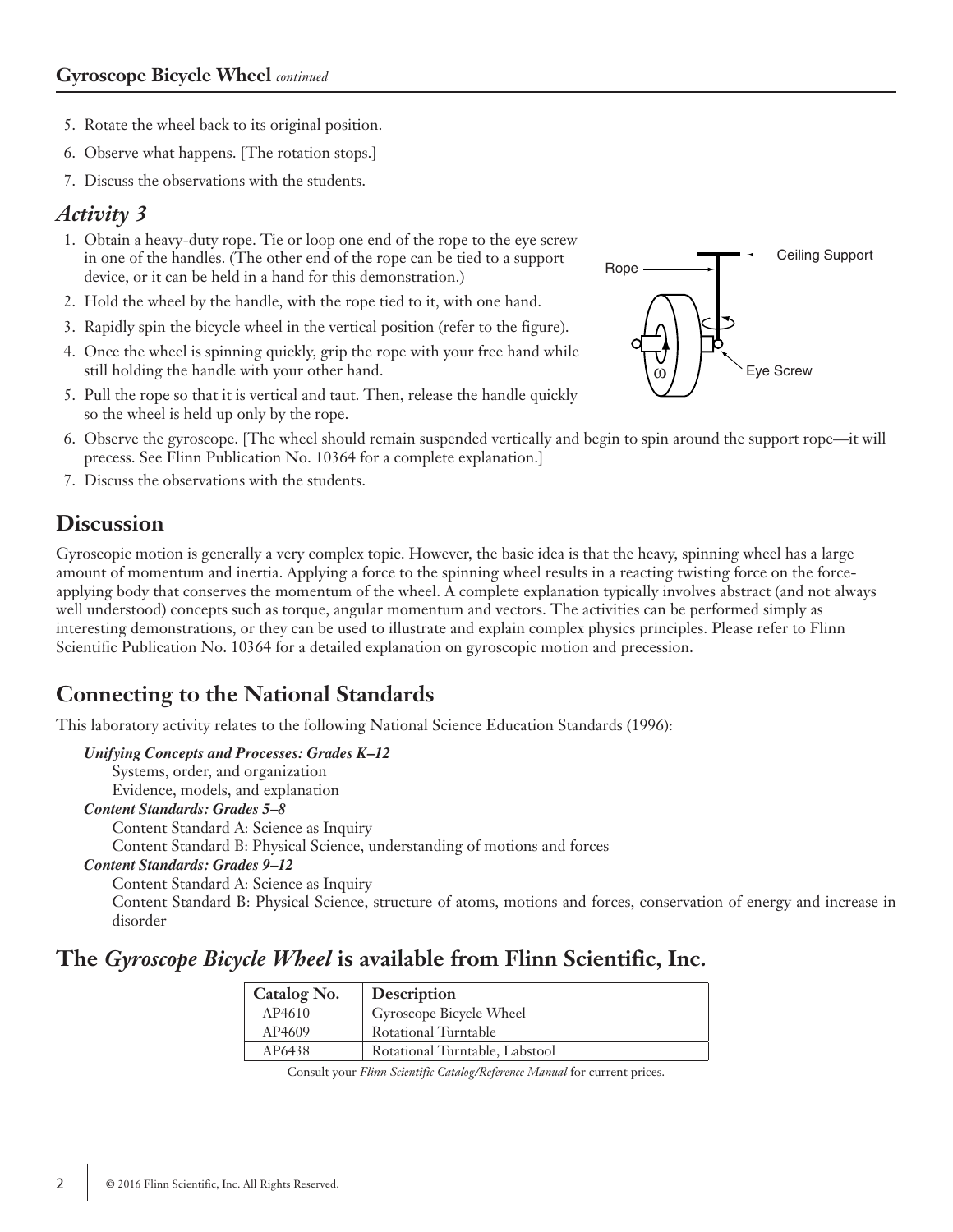5. Rotate the wheel back to its original position.
6. Observe what happens. [The rotation stops.]
7. Discuss the observations with the students.

## *Activity 3*

1. Obtain a heavy-duty rope. Tie or loop one end of the rope to the eye screw in one of the handles. (The other end of the rope can be tied to a support device, or it can be held in a hand for this demonstration.)
2. Hold the wheel by the handle, with the rope tied to it, with one hand.
3. Rapidly spin the bicycle wheel in the vertical position (refer to the figure).
4. Once the wheel is spinning quickly, grip the rope with your free hand while still holding the handle with your other hand.
5. Pull the rope so that it is vertical and taut. Then, release the handle quickly so the wheel is held up only by the rope.
6. Observe the gyroscope. [The wheel should remain suspended vertically and begin to spin around the support rope—it will precess. See Flinn Publication No. 10364 for a complete explanation.]
7. Discuss the observations with the students.

Rope
Ceiling Support
$\omega$
Eye Screw

## Discussion

Gyroscopic motion is generally a very complex topic. However, the basic idea is that the heavy, spinning wheel has a large amount of momentum and inertia. Applying a force to the spinning wheel results in a reacting twisting force on the force-applying body that conserves the momentum of the wheel. A complete explanation typically involves abstract (and not always well understood) concepts such as torque, angular momentum and vectors. The activities can be performed simply as interesting demonstrations, or they can be used to illustrate and explain complex physics principles. Please refer to Flinn Scientific Publication No. 10364 for a detailed explanation on gyroscopic motion and precession.

## Connecting to the National Standards

This laboratory activity relates to the following National Science Education Standards (1996):

***Unifying Concepts and Processes: Grades K–12***
Systems, order, and organization
Evidence, models, and explanation

***Content Standards: Grades 5–8***
Content Standard A: Science as Inquiry
Content Standard B: Physical Science, understanding of motions and forces

***Content Standards: Grades 9–12***
Content Standard A: Science as Inquiry
Content Standard B: Physical Science, structure of atoms, motions and forces, conservation of energy and increase in disorder

## The *Gyroscope Bicycle Wheel* is available from Flinn Scientific, Inc.

| Catalog No. | Description |
|---|---|
| AP4610 | Gyroscope Bicycle Wheel |
| AP4609 | Rotational Turntable |
| AP6438 | Rotational Turntable, Labstool |

Consult your *Flinn Scientific Catalog/Reference Manual* for current prices.